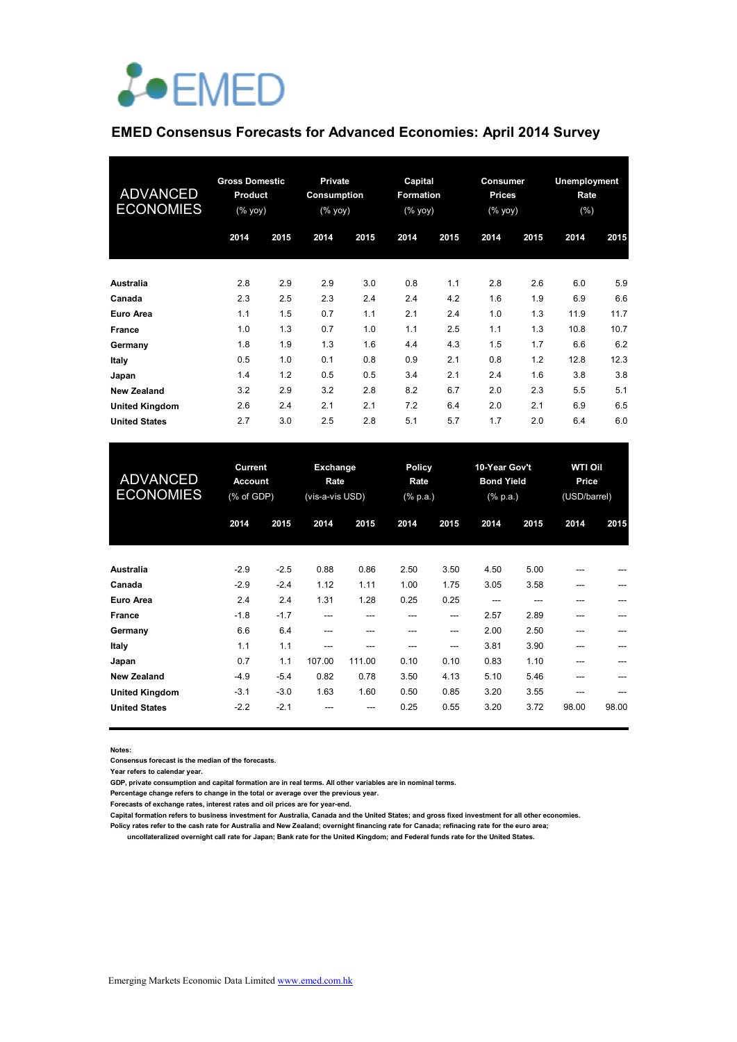EMED

# EMED Consensus Forecasts for Advanced Economies: April 2014 Survey

| ADVANCED ECONOMIES | Gross Domestic Product (% yoy) | | Private Consumption (% yoy) | | Capital Formation (% yoy) | | Consumer Prices (% yoy) | | Unemployment Rate (%) | |
|---|---|---|---|---|---|---|---|---|---|---|
| | 2014 | 2015 | 2014 | 2015 | 2014 | 2015 | 2014 | 2015 | 2014 | 2015 |
| **Australia** | 2.8 | 2.9 | 2.9 | 3.0 | 0.8 | 1.1 | 2.8 | 2.6 | 6.0 | 5.9 |
| **Canada** | 2.3 | 2.5 | 2.3 | 2.4 | 2.4 | 4.2 | 1.6 | 1.9 | 6.9 | 6.6 |
| **Euro Area** | 1.1 | 1.5 | 0.7 | 1.1 | 2.1 | 2.4 | 1.0 | 1.3 | 11.9 | 11.7 |
| **France** | 1.0 | 1.3 | 0.7 | 1.0 | 1.1 | 2.5 | 1.1 | 1.3 | 10.8 | 10.7 |
| **Germany** | 1.8 | 1.9 | 1.3 | 1.6 | 4.4 | 4.3 | 1.5 | 1.7 | 6.6 | 6.2 |
| **Italy** | 0.5 | 1.0 | 0.1 | 0.8 | 0.9 | 2.1 | 0.8 | 1.2 | 12.8 | 12.3 |
| **Japan** | 1.4 | 1.2 | 0.5 | 0.5 | 3.4 | 2.1 | 2.4 | 1.6 | 3.8 | 3.8 |
| **New Zealand** | 3.2 | 2.9 | 3.2 | 2.8 | 8.2 | 6.7 | 2.0 | 2.3 | 5.5 | 5.1 |
| **United Kingdom** | 2.6 | 2.4 | 2.1 | 2.1 | 7.2 | 6.4 | 2.0 | 2.1 | 6.9 | 6.5 |
| **United States** | 2.7 | 3.0 | 2.5 | 2.8 | 5.1 | 5.7 | 1.7 | 2.0 | 6.4 | 6.0 |

| ADVANCED ECONOMIES | Current Account (% of GDP) | | Exchange Rate (vis-a-vis USD) | | Policy Rate (% p.a.) | | 10-Year Gov't Bond Yield (% p.a.) | | WTI Oil Price (USD/barrel) | |
|---|---|---|---|---|---|---|---|---|---|---|
| | 2014 | 2015 | 2014 | 2015 | 2014 | 2015 | 2014 | 2015 | 2014 | 2015 |
| **Australia** | -2.9 | -2.5 | 0.88 | 0.86 | 2.50 | 3.50 | 4.50 | 5.00 | --- | --- |
| **Canada** | -2.9 | -2.4 | 1.12 | 1.11 | 1.00 | 1.75 | 3.05 | 3.58 | --- | --- |
| **Euro Area** | 2.4 | 2.4 | 1.31 | 1.28 | 0.25 | 0.25 | --- | --- | --- | --- |
| **France** | -1.8 | -1.7 | --- | --- | --- | --- | 2.57 | 2.89 | --- | --- |
| **Germany** | 6.6 | 6.4 | --- | --- | --- | --- | 2.00 | 2.50 | --- | --- |
| **Italy** | 1.1 | 1.1 | --- | --- | --- | --- | 3.81 | 3.90 | --- | --- |
| **Japan** | 0.7 | 1.1 | 107.00 | 111.00 | 0.10 | 0.10 | 0.83 | 1.10 | --- | --- |
| **New Zealand** | -4.9 | -5.4 | 0.82 | 0.78 | 3.50 | 4.13 | 5.10 | 5.46 | --- | --- |
| **United Kingdom** | -3.1 | -3.0 | 1.63 | 1.60 | 0.50 | 0.85 | 3.20 | 3.55 | --- | --- |
| **United States** | -2.2 | -2.1 | --- | --- | 0.25 | 0.55 | 3.20 | 3.72 | 98.00 | 98.00 |

**Notes:**

**Consensus forecast is the median of the forecasts.**

**Year refers to calendar year.**

**GDP, private consumption and capital formation are in real terms. All other variables are in nominal terms.**

**Percentage change refers to change in the total or average over the previous year.**

**Forecasts of exchange rates, interest rates and oil prices are for year-end.**

**Capital formation refers to business investment for Australia, Canada and the United States; and gross fixed investment for all other economies.**

**Policy rates refer to the cash rate for Australia and New Zealand; overnight financing rate for Canada; refinacing rate for the euro area; uncollateralized overnight call rate for Japan; Bank rate for the United Kingdom; and Federal funds rate for the United States.**

Emerging Markets Economic Data Limited www.emed.com.hk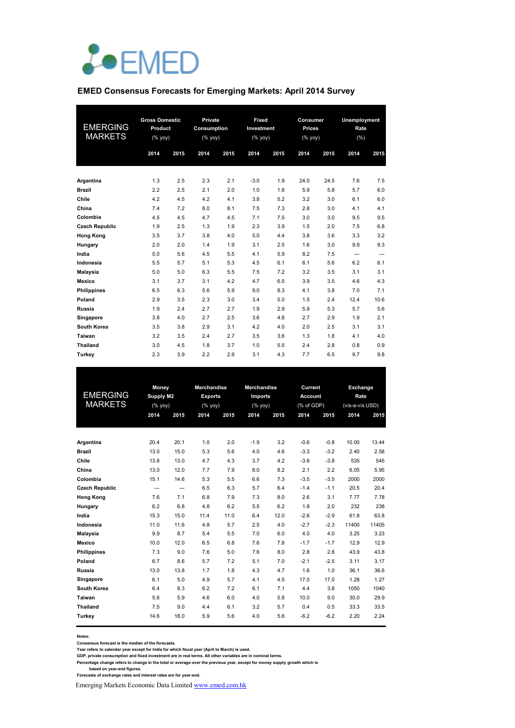# EMED

## EMED Consensus Forecasts for Emerging Markets: April 2014 Survey

| EMERGING MARKETS | Gross Domestic Product (% yoy) | | Private Consumption (% yoy) | | Fixed Investment (% yoy) | | Consumer Prices (% yoy) | | Unemployment Rate (%) | |
|---|---|---|---|---|---|---|---|---|---|---|
| | 2014 | 2015 | 2014 | 2015 | 2014 | 2015 | 2014 | 2015 | 2014 | 2015 |
| **Argentina** | 1.3 | 2.5 | 2.3 | 2.1 | -3.0 | 1.9 | 24.0 | 24.5 | 7.6 | 7.5 |
| **Brazil** | 2.2 | 2.5 | 2.1 | 2.0 | 1.0 | 1.8 | 5.9 | 5.8 | 5.7 | 6.0 |
| **Chile** | 4.2 | 4.5 | 4.2 | 4.1 | 3.8 | 5.2 | 3.2 | 3.0 | 6.1 | 6.0 |
| **China** | 7.4 | 7.2 | 8.0 | 8.1 | 7.5 | 7.3 | 2.8 | 3.0 | 4.1 | 4.1 |
| **Colombia** | 4.5 | 4.5 | 4.7 | 4.5 | 7.1 | 7.5 | 3.0 | 3.0 | 9.5 | 9.5 |
| **Czech Republic** | 1.9 | 2.5 | 1.3 | 1.9 | 2.3 | 3.9 | 1.5 | 2.0 | 7.5 | 6.8 |
| **Hong Kong** | 3.5 | 3.7 | 3.8 | 4.0 | 5.0 | 4.4 | 3.8 | 3.6 | 3.3 | 3.2 |
| **Hungary** | 2.0 | 2.0 | 1.4 | 1.9 | 3.1 | 2.5 | 1.6 | 3.0 | 9.9 | 9.3 |
| **India** | 5.0 | 5.6 | 4.5 | 5.5 | 4.1 | 5.9 | 8.2 | 7.5 | --- | --- |
| **Indonesia** | 5.5 | 5.7 | 5.1 | 5.3 | 4.5 | 6.1 | 6.1 | 5.6 | 6.2 | 6.1 |
| **Malaysia** | 5.0 | 5.0 | 6.3 | 5.5 | 7.5 | 7.2 | 3.2 | 3.5 | 3.1 | 3.1 |
| **Mexico** | 3.1 | 3.7 | 3.1 | 4.2 | 4.7 | 6.5 | 3.9 | 3.5 | 4.6 | 4.3 |
| **Philippines** | 6.5 | 6.3 | 5.6 | 5.9 | 9.0 | 8.3 | 4.1 | 3.8 | 7.0 | 7.1 |
| **Poland** | 2.9 | 3.5 | 2.3 | 3.0 | 3.4 | 5.0 | 1.5 | 2.4 | 12.4 | 10.6 |
| **Russia** | 1.9 | 2.4 | 2.7 | 2.7 | 1.9 | 2.9 | 5.9 | 5.3 | 5.7 | 5.6 |
| **Singapore** | 3.8 | 4.0 | 2.7 | 2.5 | 3.6 | 4.8 | 2.7 | 2.9 | 1.9 | 2.1 |
| **South Korea** | 3.5 | 3.8 | 2.9 | 3.1 | 4.2 | 4.0 | 2.0 | 2.5 | 3.1 | 3.1 |
| **Taiwan** | 3.2 | 3.5 | 2.4 | 2.7 | 3.5 | 3.6 | 1.3 | 1.8 | 4.1 | 4.0 |
| **Thailand** | 3.0 | 4.5 | 1.8 | 3.7 | 1.0 | 5.5 | 2.4 | 2.8 | 0.8 | 0.9 |
| **Turkey** | 2.3 | 3.9 | 2.2 | 2.9 | 3.1 | 4.3 | 7.7 | 6.5 | 9.7 | 9.8 |

| EMERGING MARKETS | Money Supply M2 (% yoy) | | Merchandise Exports (% yoy) | | Merchandise Imports (% yoy) | | Current Account (% of GDP) | | Exchange Rate (vis-a-vis USD) | |
|---|---|---|---|---|---|---|---|---|---|---|
| | 2014 | 2015 | 2014 | 2015 | 2014 | 2015 | 2014 | 2015 | 2014 | 2015 |
| **Argentina** | 20.4 | 20.1 | 1.0 | 2.0 | -1.9 | 3.2 | -0.6 | -0.8 | 10.00 | 13.44 |
| **Brazil** | 13.0 | 15.0 | 5.3 | 5.6 | 4.0 | 4.6 | -3.3 | -3.2 | 2.40 | 2.58 |
| **Chile** | 13.8 | 13.0 | 4.7 | 4.3 | 3.7 | 4.2 | -3.8 | -3.8 | 535 | 545 |
| **China** | 13.0 | 12.0 | 7.7 | 7.9 | 8.0 | 8.2 | 2.1 | 2.2 | 6.05 | 5.95 |
| **Colombia** | 15.1 | 14.6 | 5.3 | 5.5 | 6.6 | 7.3 | -3.5 | -3.5 | 2000 | 2000 |
| **Czech Republic** | --- | --- | 6.5 | 6.3 | 5.7 | 6.4 | -1.4 | -1.1 | 20.5 | 20.4 |
| **Hong Kong** | 7.6 | 7.1 | 6.8 | 7.9 | 7.3 | 8.0 | 2.6 | 3.1 | 7.77 | 7.78 |
| **Hungary** | 6.2 | 6.8 | 4.8 | 6.2 | 5.5 | 6.2 | 1.8 | 2.0 | 232 | 238 |
| **India** | 15.3 | 15.0 | 11.4 | 11.0 | 6.4 | 12.0 | -2.6 | -2.9 | 61.8 | 63.8 |
| **Indonesia** | 11.0 | 11.6 | 4.8 | 5.7 | 2.5 | 4.0 | -2.7 | -2.3 | 11400 | 11405 |
| **Malaysia** | 9.9 | 8.7 | 5.4 | 5.5 | 7.0 | 6.0 | 4.0 | 4.0 | 3.25 | 3.23 |
| **Mexico** | 10.0 | 12.0 | 6.5 | 6.8 | 7.6 | 7.8 | -1.7 | -1.7 | 12.9 | 12.9 |
| **Philippines** | 7.3 | 9.0 | 7.6 | 5.0 | 7.6 | 8.0 | 2.8 | 2.8 | 43.9 | 43.8 |
| **Poland** | 6.7 | 8.6 | 5.7 | 7.2 | 5.1 | 7.0 | -2.1 | -2.5 | 3.11 | 3.17 |
| **Russia** | 13.0 | 13.8 | 1.7 | 1.8 | 4.3 | 4.7 | 1.6 | 1.0 | 36.1 | 36.6 |
| **Singapore** | 6.1 | 5.0 | 4.9 | 5.7 | 4.1 | 4.5 | 17.0 | 17.0 | 1.28 | 1.27 |
| **South Korea** | 6.4 | 8.3 | 6.2 | 7.2 | 6.1 | 7.1 | 4.4 | 3.8 | 1050 | 1040 |
| **Taiwan** | 5.6 | 5.9 | 4.6 | 6.0 | 4.0 | 5.8 | 10.0 | 9.0 | 30.0 | 29.9 |
| **Thailand** | 7.5 | 9.0 | 4.4 | 6.1 | 3.2 | 5.7 | 0.4 | 0.5 | 33.3 | 33.5 |
| **Turkey** | 14.6 | 18.0 | 5.9 | 5.6 | 4.0 | 5.6 | -6.2 | -6.2 | 2.20 | 2.24 |

**Notes:**
**Consensus forecast is the median of the forecasts.**
**Year refers to calendar year except for India for which fiscal year (April to March) is used.**
**GDP, private consumption and fixed investment are in real terms. All other variables are in nominal terms.**
**Percentage change refers to change in the total or average over the previous year, except for money supply growth which is based on year-end figures.**
**Forecasts of exchange rates and interest rates are for year-end.**

Emerging Markets Economic Data Limited [www.emed.com.hk](www.emed.com.hk)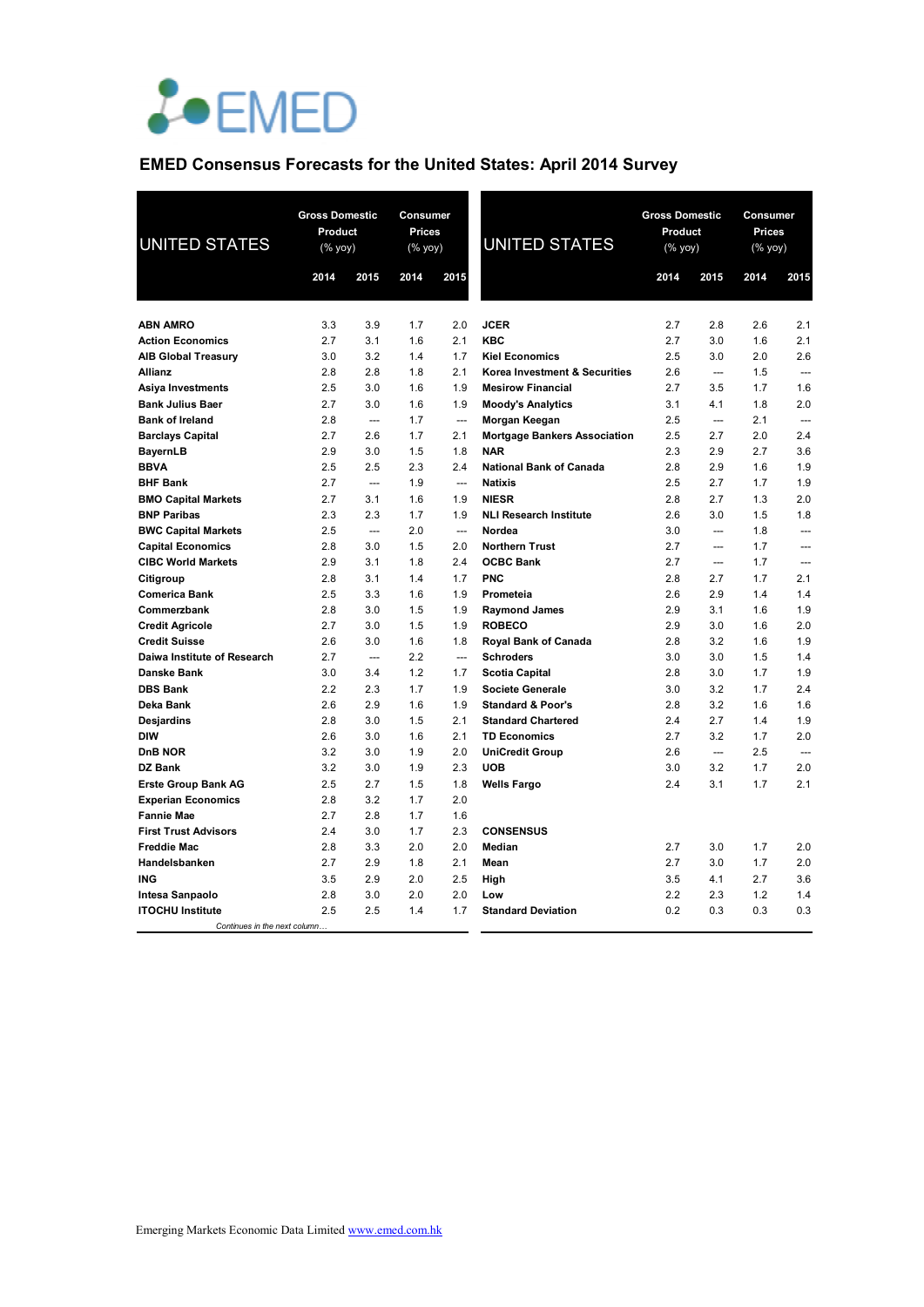# EMED Consensus Forecasts for the United States: April 2014 Survey

| UNITED STATES | Gross Domestic Product (% yoy) | | Consumer Prices (% yoy) | |
|---|---|---|---|---|
| | 2014 | 2015 | 2014 | 2015 |
| **ABN AMRO** | 3.3 | 3.9 | 1.7 | 2.0 |
| **Action Economics** | 2.7 | 3.1 | 1.6 | 2.1 |
| **AIB Global Treasury** | 3.0 | 3.2 | 1.4 | 1.7 |
| **Allianz** | 2.8 | 2.8 | 1.8 | 2.1 |
| **Asiya Investments** | 2.5 | 3.0 | 1.6 | 1.9 |
| **Bank Julius Baer** | 2.7 | 3.0 | 1.6 | 1.9 |
| **Bank of Ireland** | 2.8 | --- | 1.7 | --- |
| **Barclays Capital** | 2.7 | 2.6 | 1.7 | 2.1 |
| **BayernLB** | 2.9 | 3.0 | 1.5 | 1.8 |
| **BBVA** | 2.5 | 2.5 | 2.3 | 2.4 |
| **BHF Bank** | 2.7 | --- | 1.9 | --- |
| **BMO Capital Markets** | 2.7 | 3.1 | 1.6 | 1.9 |
| **BNP Paribas** | 2.3 | 2.3 | 1.7 | 1.9 |
| **BWC Capital Markets** | 2.5 | --- | 2.0 | --- |
| **Capital Economics** | 2.8 | 3.0 | 1.5 | 2.0 |
| **CIBC World Markets** | 2.9 | 3.1 | 1.8 | 2.4 |
| **Citigroup** | 2.8 | 3.1 | 1.4 | 1.7 |
| **Comerica Bank** | 2.5 | 3.3 | 1.6 | 1.9 |
| **Commerzbank** | 2.8 | 3.0 | 1.5 | 1.9 |
| **Credit Agricole** | 2.7 | 3.0 | 1.5 | 1.9 |
| **Credit Suisse** | 2.6 | 3.0 | 1.6 | 1.8 |
| **Daiwa Institute of Research** | 2.7 | --- | 2.2 | --- |
| **Danske Bank** | 3.0 | 3.4 | 1.2 | 1.7 |
| **DBS Bank** | 2.2 | 2.3 | 1.7 | 1.9 |
| **Deka Bank** | 2.6 | 2.9 | 1.6 | 1.9 |
| **Desjardins** | 2.8 | 3.0 | 1.5 | 2.1 |
| **DIW** | 2.6 | 3.0 | 1.6 | 2.1 |
| **DnB NOR** | 3.2 | 3.0 | 1.9 | 2.0 |
| **DZ Bank** | 3.2 | 3.0 | 1.9 | 2.3 |
| **Erste Group Bank AG** | 2.5 | 2.7 | 1.5 | 1.8 |
| **Experian Economics** | 2.8 | 3.2 | 1.7 | 2.0 |
| **Fannie Mae** | 2.7 | 2.8 | 1.7 | 1.6 |
| **First Trust Advisors** | 2.4 | 3.0 | 1.7 | 2.3 |
| **Freddie Mac** | 2.8 | 3.3 | 2.0 | 2.0 |
| **Handelsbanken** | 2.7 | 2.9 | 1.8 | 2.1 |
| **ING** | 3.5 | 2.9 | 2.0 | 2.5 |
| **Intesa Sanpaolo** | 2.8 | 3.0 | 2.0 | 2.0 |
| **ITOCHU Institute** | 2.5 | 2.5 | 1.4 | 1.7 |
| **JCER** | 2.7 | 2.8 | 2.6 | 2.1 |
| **KBC** | 2.7 | 3.0 | 1.6 | 2.1 |
| **Kiel Economics** | 2.5 | 3.0 | 2.0 | 2.6 |
| **Korea Investment & Securities** | 2.6 | --- | 1.5 | --- |
| **Mesirow Financial** | 2.7 | 3.5 | 1.7 | 1.6 |
| **Moody's Analytics** | 3.1 | 4.1 | 1.8 | 2.0 |
| **Morgan Keegan** | 2.5 | --- | 2.1 | --- |
| **Mortgage Bankers Association** | 2.5 | 2.7 | 2.0 | 2.4 |
| **NAR** | 2.3 | 2.9 | 2.7 | 3.6 |
| **National Bank of Canada** | 2.8 | 2.9 | 1.6 | 1.9 |
| **Natixis** | 2.5 | 2.7 | 1.7 | 1.9 |
| **NIESR** | 2.8 | 2.7 | 1.3 | 2.0 |
| **NLI Research Institute** | 2.6 | 3.0 | 1.5 | 1.8 |
| **Nordea** | 3.0 | --- | 1.8 | --- |
| **Northern Trust** | 2.7 | --- | 1.7 | --- |
| **OCBC Bank** | 2.7 | --- | 1.7 | --- |
| **PNC** | 2.8 | 2.7 | 1.7 | 2.1 |
| **Prometeia** | 2.6 | 2.9 | 1.4 | 1.4 |
| **Raymond James** | 2.9 | 3.1 | 1.6 | 1.9 |
| **ROBECO** | 2.9 | 3.0 | 1.6 | 2.0 |
| **Royal Bank of Canada** | 2.8 | 3.2 | 1.6 | 1.9 |
| **Schroders** | 3.0 | 3.0 | 1.5 | 1.4 |
| **Scotia Capital** | 2.8 | 3.0 | 1.7 | 1.9 |
| **Societe Generale** | 3.0 | 3.2 | 1.7 | 2.4 |
| **Standard & Poor's** | 2.8 | 3.2 | 1.6 | 1.6 |
| **Standard Chartered** | 2.4 | 2.7 | 1.4 | 1.9 |
| **TD Economics** | 2.7 | 3.2 | 1.7 | 2.0 |
| **UniCredit Group** | 2.6 | --- | 2.5 | --- |
| **UOB** | 3.0 | 3.2 | 1.7 | 2.0 |
| **Wells Fargo** | 2.4 | 3.1 | 1.7 | 2.1 |
| **CONSENSUS** | | | | |
| **Median** | 2.7 | 3.0 | 1.7 | 2.0 |
| **Mean** | 2.7 | 3.0 | 1.7 | 2.0 |
| **High** | 3.5 | 4.1 | 2.7 | 3.6 |
| **Low** | 2.2 | 2.3 | 1.2 | 1.4 |
| **Standard Deviation** | 0.2 | 0.3 | 0.3 | 0.3 |

*Continues in the next column…*

Emerging Markets Economic Data Limited www.emed.com.hk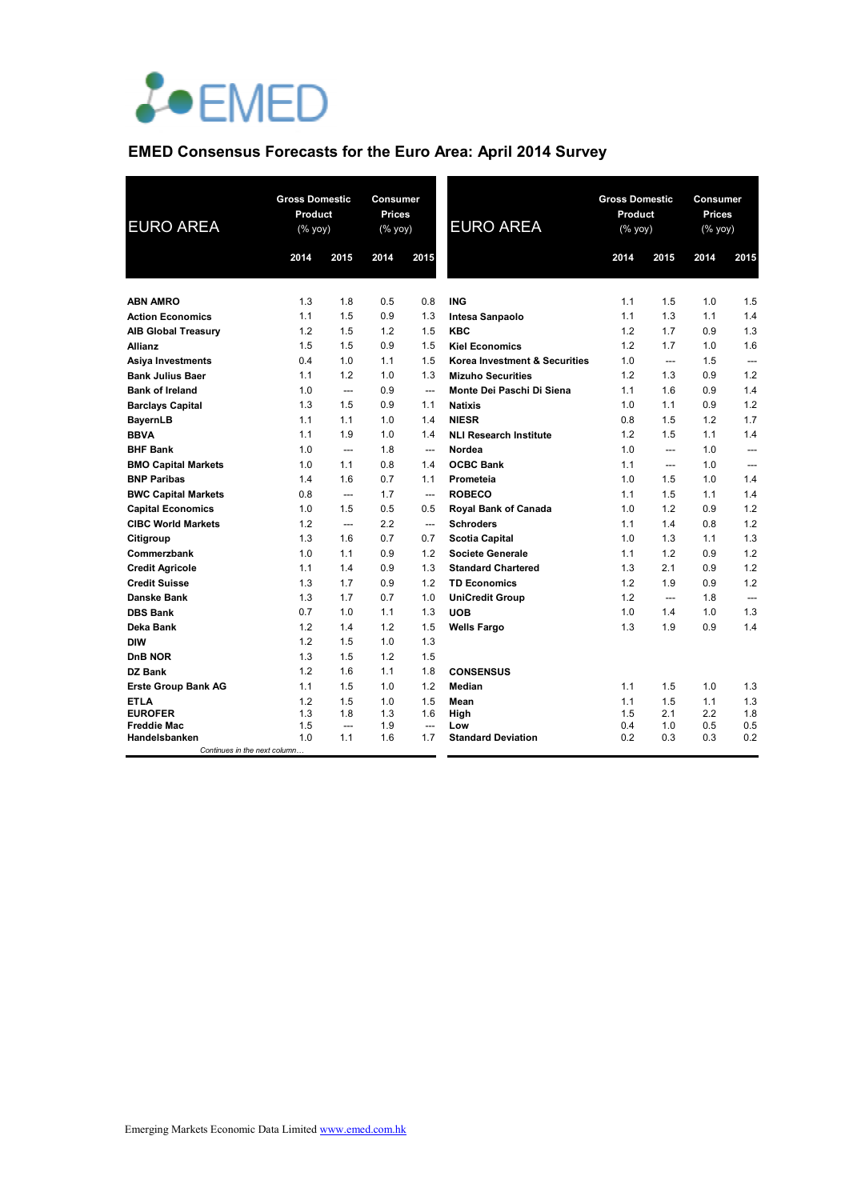# EMED

## EMED Consensus Forecasts for the Euro Area: April 2014 Survey

| EURO AREA | Gross Domestic Product (% yoy) | | Consumer Prices (% yoy) | |
|---|---|---|---|---|
| | 2014 | 2015 | 2014 | 2015 |
| **ABN AMRO** | 1.3 | 1.8 | 0.5 | 0.8 |
| **Action Economics** | 1.1 | 1.5 | 0.9 | 1.3 |
| **AIB Global Treasury** | 1.2 | 1.5 | 1.2 | 1.5 |
| **Allianz** | 1.5 | 1.5 | 0.9 | 1.5 |
| **Asiya Investments** | 0.4 | 1.0 | 1.1 | 1.5 |
| **Bank Julius Baer** | 1.1 | 1.2 | 1.0 | 1.3 |
| **Bank of Ireland** | 1.0 | --- | 0.9 | --- |
| **Barclays Capital** | 1.3 | 1.5 | 0.9 | 1.1 |
| **BayernLB** | 1.1 | 1.1 | 1.0 | 1.4 |
| **BBVA** | 1.1 | 1.9 | 1.0 | 1.4 |
| **BHF Bank** | 1.0 | --- | 1.8 | --- |
| **BMO Capital Markets** | 1.0 | 1.1 | 0.8 | 1.4 |
| **BNP Paribas** | 1.4 | 1.6 | 0.7 | 1.1 |
| **BWC Capital Markets** | 0.8 | --- | 1.7 | --- |
| **Capital Economics** | 1.0 | 1.5 | 0.5 | 0.5 |
| **CIBC World Markets** | 1.2 | --- | 2.2 | --- |
| **Citigroup** | 1.3 | 1.6 | 0.7 | 0.7 |
| **Commerzbank** | 1.0 | 1.1 | 0.9 | 1.2 |
| **Credit Agricole** | 1.1 | 1.4 | 0.9 | 1.3 |
| **Credit Suisse** | 1.3 | 1.7 | 0.9 | 1.2 |
| **Danske Bank** | 1.3 | 1.7 | 0.7 | 1.0 |
| **DBS Bank** | 0.7 | 1.0 | 1.1 | 1.3 |
| **Deka Bank** | 1.2 | 1.4 | 1.2 | 1.5 |
| **DIW** | 1.2 | 1.5 | 1.0 | 1.3 |
| **DnB NOR** | 1.3 | 1.5 | 1.2 | 1.5 |
| **DZ Bank** | 1.2 | 1.6 | 1.1 | 1.8 |
| **Erste Group Bank AG** | 1.1 | 1.5 | 1.0 | 1.2 |
| **ETLA** | 1.2 | 1.5 | 1.0 | 1.5 |
| **EUROFER** | 1.3 | 1.8 | 1.3 | 1.6 |
| **Freddie Mac** | 1.5 | --- | 1.9 | --- |
| **Handelsbanken** | 1.0 | 1.1 | 1.6 | 1.7 |
| **ING** | 1.1 | 1.5 | 1.0 | 1.5 |
| **Intesa Sanpaolo** | 1.1 | 1.3 | 1.1 | 1.4 |
| **KBC** | 1.2 | 1.7 | 0.9 | 1.3 |
| **Kiel Economics** | 1.2 | 1.7 | 1.0 | 1.6 |
| **Korea Investment & Securities** | 1.0 | --- | 1.5 | --- |
| **Mizuho Securities** | 1.2 | 1.3 | 0.9 | 1.2 |
| **Monte Dei Paschi Di Siena** | 1.1 | 1.6 | 0.9 | 1.4 |
| **Natixis** | 1.0 | 1.1 | 0.9 | 1.2 |
| **NIESR** | 0.8 | 1.5 | 1.2 | 1.7 |
| **NLI Research Institute** | 1.2 | 1.5 | 1.1 | 1.4 |
| **Nordea** | 1.0 | --- | 1.0 | --- |
| **OCBC Bank** | 1.1 | --- | 1.0 | --- |
| **Prometeia** | 1.0 | 1.5 | 1.0 | 1.4 |
| **ROBECO** | 1.1 | 1.5 | 1.1 | 1.4 |
| **Royal Bank of Canada** | 1.0 | 1.2 | 0.9 | 1.2 |
| **Schroders** | 1.1 | 1.4 | 0.8 | 1.2 |
| **Scotia Capital** | 1.0 | 1.3 | 1.1 | 1.3 |
| **Societe Generale** | 1.1 | 1.2 | 0.9 | 1.2 |
| **Standard Chartered** | 1.3 | 2.1 | 0.9 | 1.2 |
| **TD Economics** | 1.2 | 1.9 | 0.9 | 1.2 |
| **UniCredit Group** | 1.2 | --- | 1.8 | --- |
| **UOB** | 1.0 | 1.4 | 1.0 | 1.3 |
| **Wells Fargo** | 1.3 | 1.9 | 0.9 | 1.4 |
| **CONSENSUS** | | | | |
| **Median** | 1.1 | 1.5 | 1.0 | 1.3 |
| **Mean** | 1.1 | 1.5 | 1.1 | 1.3 |
| **High** | 1.5 | 2.1 | 2.2 | 1.8 |
| **Low** | 0.4 | 1.0 | 0.5 | 0.5 |
| **Standard Deviation** | 0.2 | 0.3 | 0.3 | 0.2 |

Emerging Markets Economic Data Limited www.emed.com.hk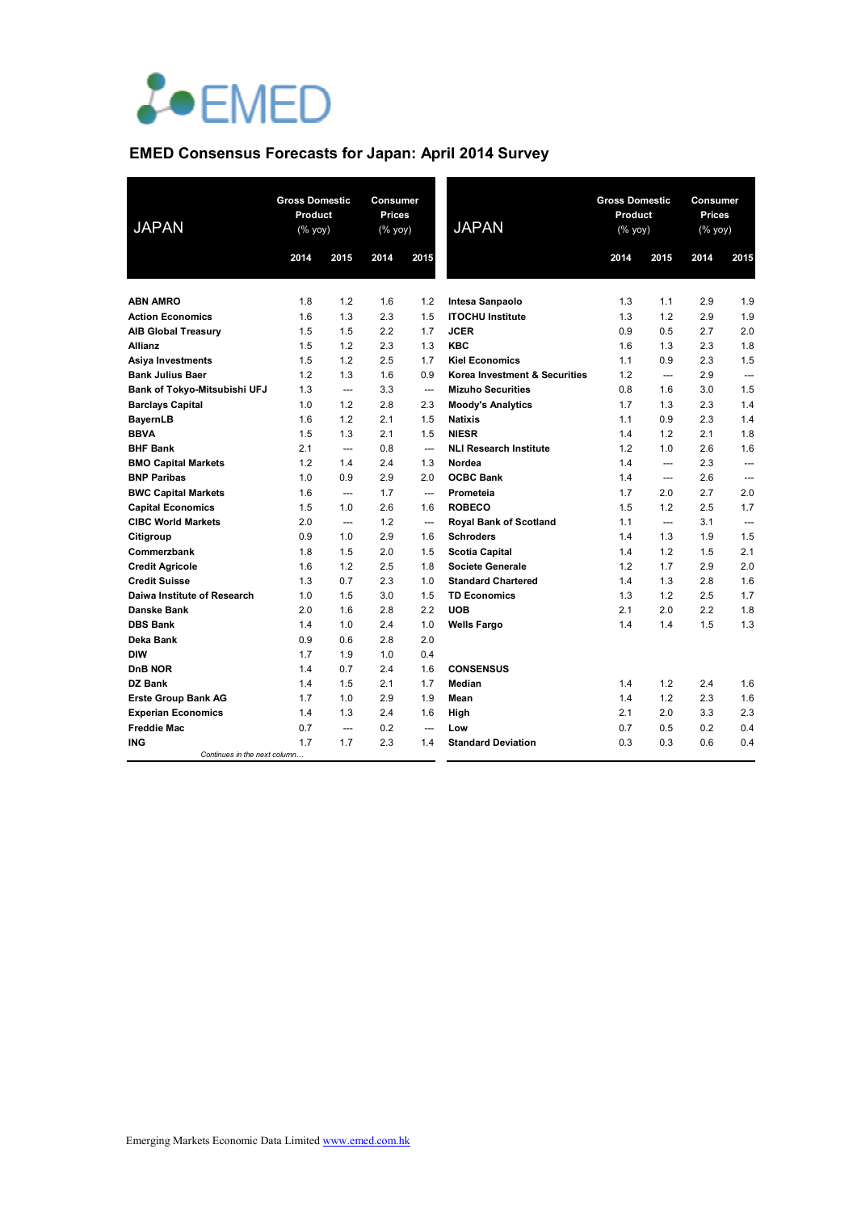# EMED Consensus Forecasts for Japan: April 2014 Survey

| JAPAN | Gross Domestic Product (% yoy) | | Consumer Prices (% yoy) | |
|---|---|---|---|---|
| | 2014 | 2015 | 2014 | 2015 |
| **ABN AMRO** | 1.8 | 1.2 | 1.6 | 1.2 |
| **Action Economics** | 1.6 | 1.3 | 2.3 | 1.5 |
| **AIB Global Treasury** | 1.5 | 1.5 | 2.2 | 1.7 |
| **Allianz** | 1.5 | 1.2 | 2.3 | 1.3 |
| **Asiya Investments** | 1.5 | 1.2 | 2.5 | 1.7 |
| **Bank Julius Baer** | 1.2 | 1.3 | 1.6 | 0.9 |
| **Bank of Tokyo-Mitsubishi UFJ** | 1.3 | --- | 3.3 | --- |
| **Barclays Capital** | 1.0 | 1.2 | 2.8 | 2.3 |
| **BayernLB** | 1.6 | 1.2 | 2.1 | 1.5 |
| **BBVA** | 1.5 | 1.3 | 2.1 | 1.5 |
| **BHF Bank** | 2.1 | --- | 0.8 | --- |
| **BMO Capital Markets** | 1.2 | 1.4 | 2.4 | 1.3 |
| **BNP Paribas** | 1.0 | 0.9 | 2.9 | 2.0 |
| **BWC Capital Markets** | 1.6 | --- | 1.7 | --- |
| **Capital Economics** | 1.5 | 1.0 | 2.6 | 1.6 |
| **CIBC World Markets** | 2.0 | --- | 1.2 | --- |
| **Citigroup** | 0.9 | 1.0 | 2.9 | 1.6 |
| **Commerzbank** | 1.8 | 1.5 | 2.0 | 1.5 |
| **Credit Agricole** | 1.6 | 1.2 | 2.5 | 1.8 |
| **Credit Suisse** | 1.3 | 0.7 | 2.3 | 1.0 |
| **Daiwa Institute of Research** | 1.0 | 1.5 | 3.0 | 1.5 |
| **Danske Bank** | 2.0 | 1.6 | 2.8 | 2.2 |
| **DBS Bank** | 1.4 | 1.0 | 2.4 | 1.0 |
| **Deka Bank** | 0.9 | 0.6 | 2.8 | 2.0 |
| **DIW** | 1.7 | 1.9 | 1.0 | 0.4 |
| **DnB NOR** | 1.4 | 0.7 | 2.4 | 1.6 |
| **DZ Bank** | 1.4 | 1.5 | 2.1 | 1.7 |
| **Erste Group Bank AG** | 1.7 | 1.0 | 2.9 | 1.9 |
| **Experian Economics** | 1.4 | 1.3 | 2.4 | 1.6 |
| **Freddie Mac** | 0.7 | --- | 0.2 | --- |
| **ING** | 1.7 | 1.7 | 2.3 | 1.4 |
| **Intesa Sanpaolo** | 1.3 | 1.1 | 2.9 | 1.9 |
| **ITOCHU Institute** | 1.3 | 1.2 | 2.9 | 1.9 |
| **JCER** | 0.9 | 0.5 | 2.7 | 2.0 |
| **KBC** | 1.6 | 1.3 | 2.3 | 1.8 |
| **Kiel Economics** | 1.1 | 0.9 | 2.3 | 1.5 |
| **Korea Investment & Securities** | 1.2 | --- | 2.9 | --- |
| **Mizuho Securities** | 0.8 | 1.6 | 3.0 | 1.5 |
| **Moody's Analytics** | 1.7 | 1.3 | 2.3 | 1.4 |
| **Natixis** | 1.1 | 0.9 | 2.3 | 1.4 |
| **NIESR** | 1.4 | 1.2 | 2.1 | 1.8 |
| **NLI Research Institute** | 1.2 | 1.0 | 2.6 | 1.6 |
| **Nordea** | 1.4 | --- | 2.3 | --- |
| **OCBC Bank** | 1.4 | --- | 2.6 | --- |
| **Prometeia** | 1.7 | 2.0 | 2.7 | 2.0 |
| **ROBECO** | 1.5 | 1.2 | 2.5 | 1.7 |
| **Royal Bank of Scotland** | 1.1 | --- | 3.1 | --- |
| **Schroders** | 1.4 | 1.3 | 1.9 | 1.5 |
| **Scotia Capital** | 1.4 | 1.2 | 1.5 | 2.1 |
| **Societe Generale** | 1.2 | 1.7 | 2.9 | 2.0 |
| **Standard Chartered** | 1.4 | 1.3 | 2.8 | 1.6 |
| **TD Economics** | 1.3 | 1.2 | 2.5 | 1.7 |
| **UOB** | 2.1 | 2.0 | 2.2 | 1.8 |
| **Wells Fargo** | 1.4 | 1.4 | 1.5 | 1.3 |
| **CONSENSUS** | | | | |
| **Median** | 1.4 | 1.2 | 2.4 | 1.6 |
| **Mean** | 1.4 | 1.2 | 2.3 | 1.6 |
| **High** | 2.1 | 2.0 | 3.3 | 2.3 |
| **Low** | 0.7 | 0.5 | 0.2 | 0.4 |
| **Standard Deviation** | 0.3 | 0.3 | 0.6 | 0.4 |

*Continues in the next column…*

Emerging Markets Economic Data Limited www.emed.com.hk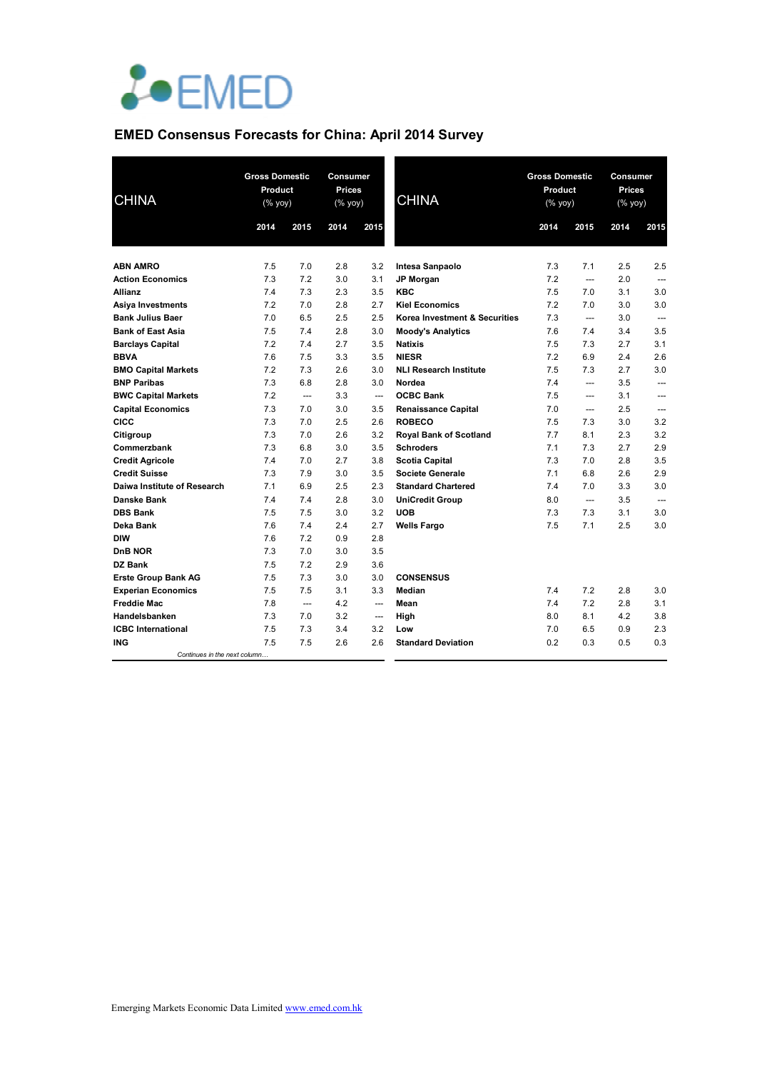EMED

## EMED Consensus Forecasts for China: April 2014 Survey

| CHINA | Gross Domestic Product (% yoy) | | Consumer Prices (% yoy) | |
|---|---|---|---|---|
| | 2014 | 2015 | 2014 | 2015 |
| **ABN AMRO** | 7.5 | 7.0 | 2.8 | 3.2 |
| **Action Economics** | 7.3 | 7.2 | 3.0 | 3.1 |
| **Allianz** | 7.4 | 7.3 | 2.3 | 3.5 |
| **Asiya Investments** | 7.2 | 7.0 | 2.8 | 2.7 |
| **Bank Julius Baer** | 7.0 | 6.5 | 2.5 | 2.5 |
| **Bank of East Asia** | 7.5 | 7.4 | 2.8 | 3.0 |
| **Barclays Capital** | 7.2 | 7.4 | 2.7 | 3.5 |
| **BBVA** | 7.6 | 7.5 | 3.3 | 3.5 |
| **BMO Capital Markets** | 7.2 | 7.3 | 2.6 | 3.0 |
| **BNP Paribas** | 7.3 | 6.8 | 2.8 | 3.0 |
| **BWC Capital Markets** | 7.2 | --- | 3.3 | --- |
| **Capital Economics** | 7.3 | 7.0 | 3.0 | 3.5 |
| **CICC** | 7.3 | 7.0 | 2.5 | 2.6 |
| **Citigroup** | 7.3 | 7.0 | 2.6 | 3.2 |
| **Commerzbank** | 7.3 | 6.8 | 3.0 | 3.5 |
| **Credit Agricole** | 7.4 | 7.0 | 2.7 | 3.8 |
| **Credit Suisse** | 7.3 | 7.9 | 3.0 | 3.5 |
| **Daiwa Institute of Research** | 7.1 | 6.9 | 2.5 | 2.3 |
| **Danske Bank** | 7.4 | 7.4 | 2.8 | 3.0 |
| **DBS Bank** | 7.5 | 7.5 | 3.0 | 3.2 |
| **Deka Bank** | 7.6 | 7.4 | 2.4 | 2.7 |
| **DIW** | 7.6 | 7.2 | 0.9 | 2.8 |
| **DnB NOR** | 7.3 | 7.0 | 3.0 | 3.5 |
| **DZ Bank** | 7.5 | 7.2 | 2.9 | 3.6 |
| **Erste Group Bank AG** | 7.5 | 7.3 | 3.0 | 3.0 |
| **Experian Economics** | 7.5 | 7.5 | 3.1 | 3.3 |
| **Freddie Mac** | 7.8 | --- | 4.2 | --- |
| **Handelsbanken** | 7.3 | 7.0 | 3.2 | --- |
| **ICBC International** | 7.5 | 7.3 | 3.4 | 3.2 |
| **ING** | 7.5 | 7.5 | 2.6 | 2.6 |
| **Intesa Sanpaolo** | 7.3 | 7.1 | 2.5 | 2.5 |
| **JP Morgan** | 7.2 | --- | 2.0 | --- |
| **KBC** | 7.5 | 7.0 | 3.1 | 3.0 |
| **Kiel Economics** | 7.2 | 7.0 | 3.0 | 3.0 |
| **Korea Investment & Securities** | 7.3 | --- | 3.0 | --- |
| **Moody's Analytics** | 7.6 | 7.4 | 3.4 | 3.5 |
| **Natixis** | 7.5 | 7.3 | 2.7 | 3.1 |
| **NIESR** | 7.2 | 6.9 | 2.4 | 2.6 |
| **NLI Research Institute** | 7.5 | 7.3 | 2.7 | 3.0 |
| **Nordea** | 7.4 | --- | 3.5 | --- |
| **OCBC Bank** | 7.5 | --- | 3.1 | --- |
| **Renaissance Capital** | 7.0 | --- | 2.5 | --- |
| **ROBECO** | 7.5 | 7.3 | 3.0 | 3.2 |
| **Royal Bank of Scotland** | 7.7 | 8.1 | 2.3 | 3.2 |
| **Schroders** | 7.1 | 7.3 | 2.7 | 2.9 |
| **Scotia Capital** | 7.3 | 7.0 | 2.8 | 3.5 |
| **Societe Generale** | 7.1 | 6.8 | 2.6 | 2.9 |
| **Standard Chartered** | 7.4 | 7.0 | 3.3 | 3.0 |
| **UniCredit Group** | 8.0 | --- | 3.5 | --- |
| **UOB** | 7.3 | 7.3 | 3.1 | 3.0 |
| **Wells Fargo** | 7.5 | 7.1 | 2.5 | 3.0 |
| **CONSENSUS** | | | | |
| **Median** | 7.4 | 7.2 | 2.8 | 3.0 |
| **Mean** | 7.4 | 7.2 | 2.8 | 3.1 |
| **High** | 8.0 | 8.1 | 4.2 | 3.8 |
| **Low** | 7.0 | 6.5 | 0.9 | 2.3 |
| **Standard Deviation** | 0.2 | 0.3 | 0.5 | 0.3 |

Emerging Markets Economic Data Limited www.emed.com.hk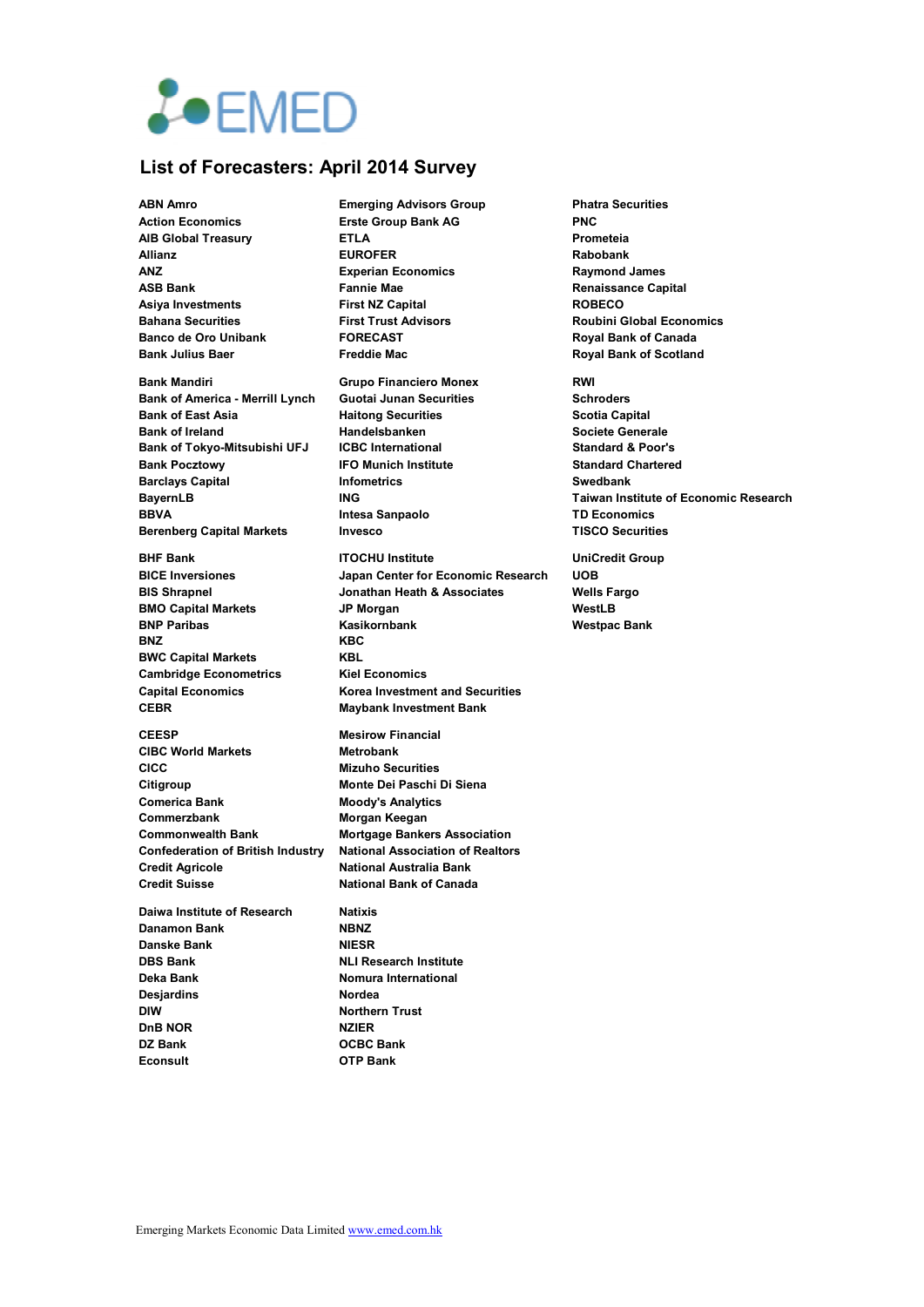EMED

# List of Forecasters: April 2014 Survey

ABN Amro
Action Economics
AIB Global Treasury
Allianz
ANZ
ASB Bank
Asiya Investments
Bahana Securities
Banco de Oro Unibank
Bank Julius Baer

Bank Mandiri
Bank of America - Merrill Lynch
Bank of East Asia
Bank of Ireland
Bank of Tokyo-Mitsubishi UFJ
Bank Pocztowy
Barclays Capital
BayernLB
BBVA
Berenberg Capital Markets

BHF Bank
BICE Inversiones
BIS Shrapnel
BMO Capital Markets
BNP Paribas
BNZ
BWC Capital Markets
Cambridge Econometrics
Capital Economics
CEBR

CEESP
CIBC World Markets
CICC
Citigroup
Comerica Bank
Commerzbank
Commonwealth Bank
Confederation of British Industry
Credit Agricole
Credit Suisse

Daiwa Institute of Research
Danamon Bank
Danske Bank
DBS Bank
Deka Bank
Desjardins
DIW
DnB NOR
DZ Bank
Econsult

Emerging Advisors Group
Erste Group Bank AG
ETLA
EUROFER
Experian Economics
Fannie Mae
First NZ Capital
First Trust Advisors
FORECAST
Freddie Mac

Grupo Financiero Monex
Guotai Junan Securities
Haitong Securities
Handelsbanken
ICBC International
IFO Munich Institute
Infometrics
ING
Intesa Sanpaolo
Invesco

ITOCHU Institute
Japan Center for Economic Research
Jonathan Heath & Associates
JP Morgan
Kasikornbank
KBC
KBL
Kiel Economics
Korea Investment and Securities
Maybank Investment Bank

Mesirow Financial
Metrobank
Mizuho Securities
Monte Dei Paschi Di Siena
Moody's Analytics
Morgan Keegan
Mortgage Bankers Association
National Association of Realtors
National Australia Bank
National Bank of Canada

Natixis
NBNZ
NIESR
NLI Research Institute
Nomura International
Nordea
Northern Trust
NZIER
OCBC Bank
OTP Bank

Phatra Securities
PNC
Prometeia
Rabobank
Raymond James
Renaissance Capital
ROBECO
Roubini Global Economics
Royal Bank of Canada
Royal Bank of Scotland

RWI
Schroders
Scotia Capital
Societe Generale
Standard & Poor's
Standard Chartered
Swedbank
Taiwan Institute of Economic Research
TD Economics
TISCO Securities

UniCredit Group
UOB
Wells Fargo
WestLB
Westpac Bank

Emerging Markets Economic Data Limited www.emed.com.hk